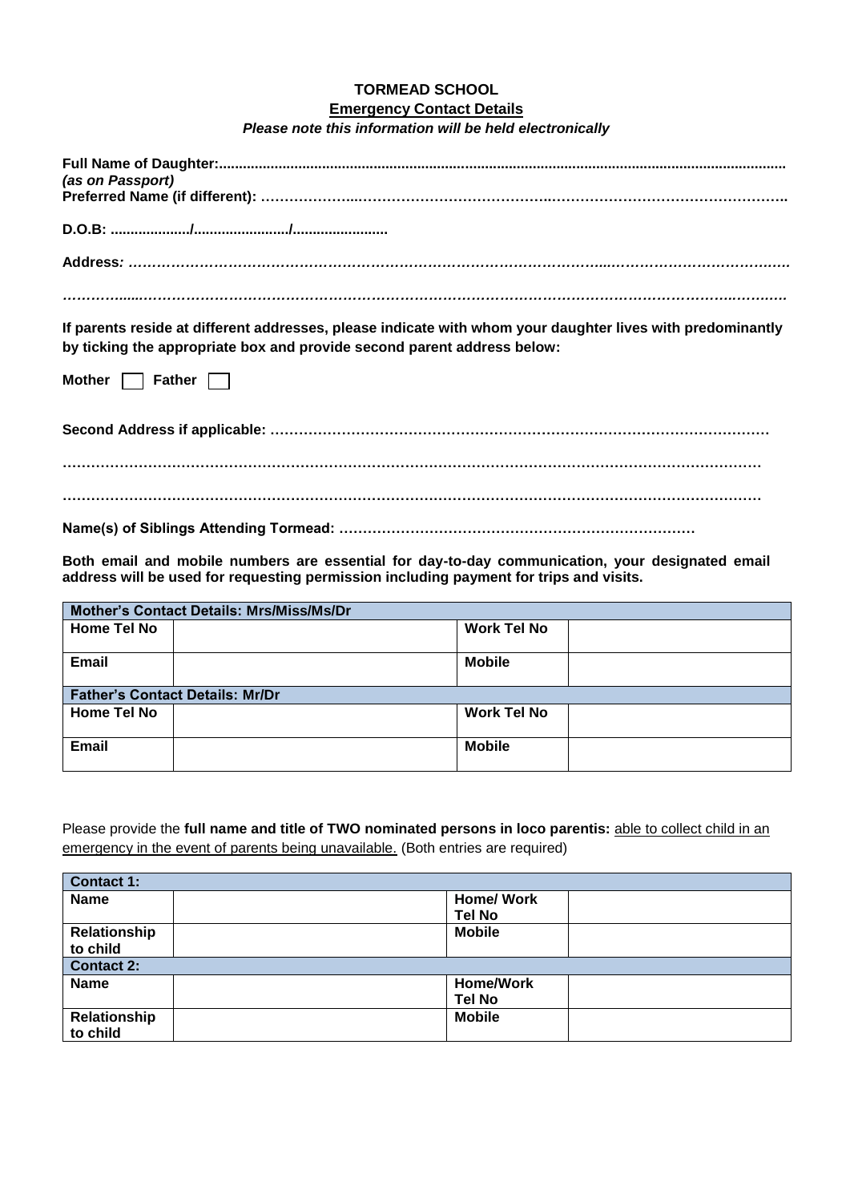**TORMEAD SCHOOL**

**Emergency Contact Details**

***Please note this information will be held electronically***

**Full Name of Daughter:**.............................................................................................................................................
***(as on Passport)***

**Preferred Name (if different):** ……………………………………………………………………………………………………..

**D.O.B:** ..................../......................../........................

**Address:** ………………………………………………………………………………………………………………………………

…………………………………………………………………………………………………………………………………………

**If parents reside at different addresses, please indicate with whom your daughter lives with predominantly by ticking the appropriate box and provide second parent address below:**

**Mother** ☐ **Father** ☐

**Second Address if applicable:** ………………………………………………………………………………………………

…………………………………………………………………………………………………………………………………

…………………………………………………………………………………………………………………………………

**Name(s) of Siblings Attending Tormead:** …………………………………………………………………

**Both email and mobile numbers are essential for day-to-day communication, your designated email address will be used for requesting permission including payment for trips and visits.**

| **Mother's Contact Details: Mrs/Miss/Ms/Dr** | | | |
|---|---|---|---|
| **Home Tel No** | | **Work Tel No** | |
| **Email** | | **Mobile** | |
| **Father's Contact Details: Mr/Dr** | | | |
| **Home Tel No** | | **Work Tel No** | |
| **Email** | | **Mobile** | |

Please provide the **full name and title of TWO nominated persons in loco parentis:** able to collect child in an emergency in the event of parents being unavailable. (Both entries are required)

| **Contact 1:** | | | |
|---|---|---|---|
| **Name** | | **Home/ Work Tel No** | |
| **Relationship to child** | | **Mobile** | |
| **Contact 2:** | | | |
| **Name** | | **Home/Work Tel No** | |
| **Relationship to child** | | **Mobile** | |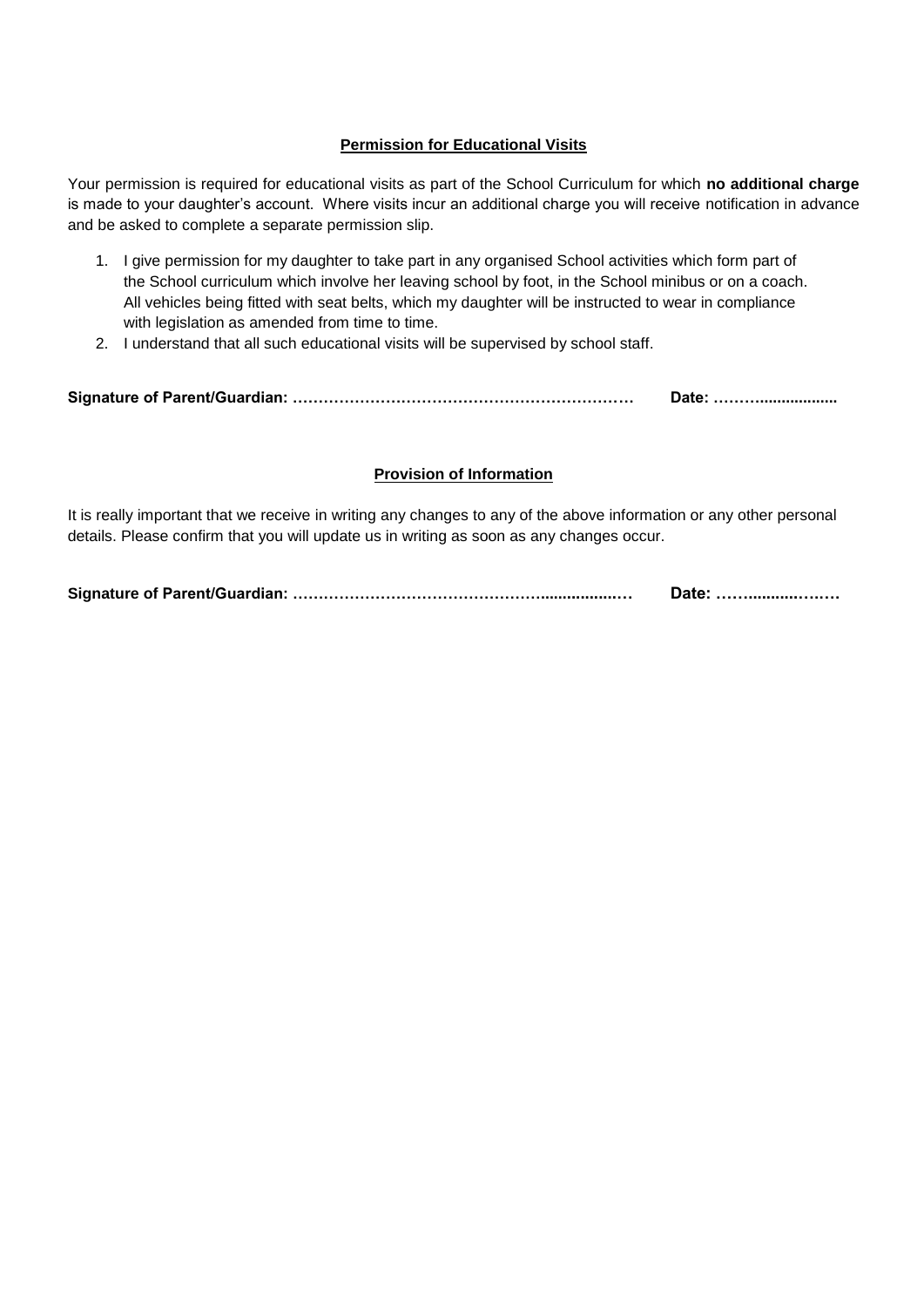**Permission for Educational Visits**

Your permission is required for educational visits as part of the School Curriculum for which **no additional charge** is made to your daughter's account. Where visits incur an additional charge you will receive notification in advance and be asked to complete a separate permission slip.

1. I give permission for my daughter to take part in any organised School activities which form part of the School curriculum which involve her leaving school by foot, in the School minibus or on a coach. All vehicles being fitted with seat belts, which my daughter will be instructed to wear in compliance with legislation as amended from time to time.
2. I understand that all such educational visits will be supervised by school staff.

**Signature of Parent/Guardian: …………………………………………………………… Date: ………..................**

**Provision of Information**

It is really important that we receive in writing any changes to any of the above information or any other personal details. Please confirm that you will update us in writing as soon as any changes occur.

**Signature of Parent/Guardian: …………………………………………....................… Date: ……..........………**